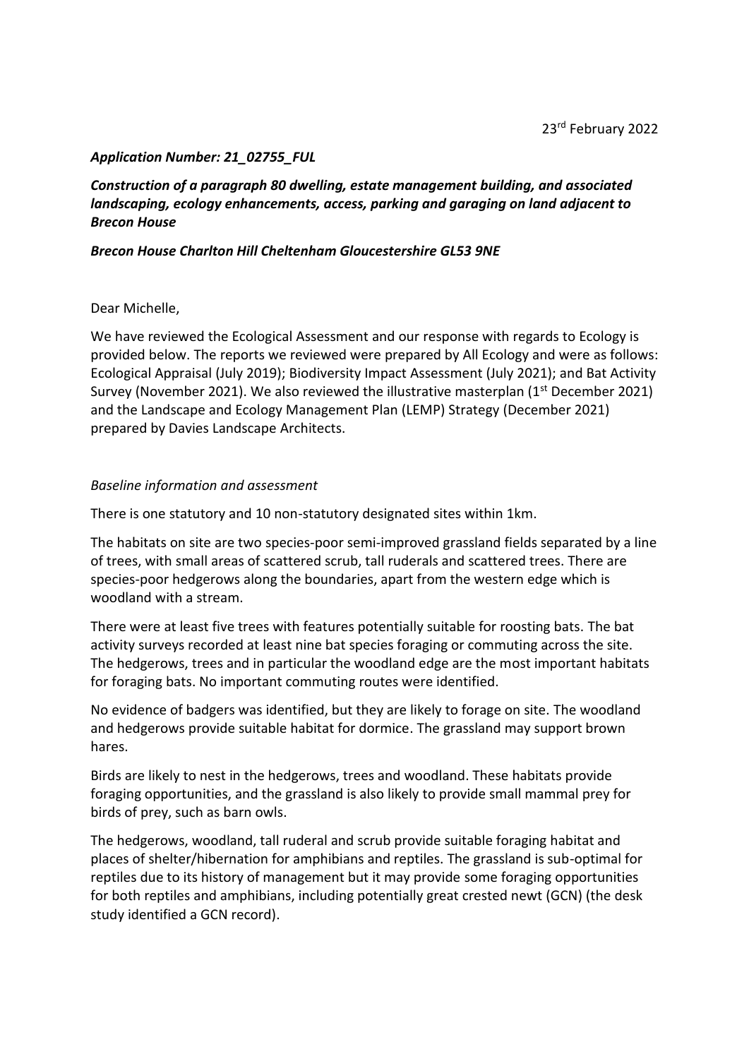23rd February 2022

***Application Number: 21_02755_FUL***

***Construction of a paragraph 80 dwelling, estate management building, and associated landscaping, ecology enhancements, access, parking and garaging on land adjacent to Brecon House***

***Brecon House Charlton Hill Cheltenham Gloucestershire GL53 9NE***

Dear Michelle,

We have reviewed the Ecological Assessment and our response with regards to Ecology is provided below. The reports we reviewed were prepared by All Ecology and were as follows: Ecological Appraisal (July 2019); Biodiversity Impact Assessment (July 2021); and Bat Activity Survey (November 2021). We also reviewed the illustrative masterplan (1st December 2021) and the Landscape and Ecology Management Plan (LEMP) Strategy (December 2021) prepared by Davies Landscape Architects.

*Baseline information and assessment*

There is one statutory and 10 non-statutory designated sites within 1km.

The habitats on site are two species-poor semi-improved grassland fields separated by a line of trees, with small areas of scattered scrub, tall ruderals and scattered trees. There are species-poor hedgerows along the boundaries, apart from the western edge which is woodland with a stream.

There were at least five trees with features potentially suitable for roosting bats. The bat activity surveys recorded at least nine bat species foraging or commuting across the site. The hedgerows, trees and in particular the woodland edge are the most important habitats for foraging bats. No important commuting routes were identified.

No evidence of badgers was identified, but they are likely to forage on site. The woodland and hedgerows provide suitable habitat for dormice. The grassland may support brown hares.

Birds are likely to nest in the hedgerows, trees and woodland. These habitats provide foraging opportunities, and the grassland is also likely to provide small mammal prey for birds of prey, such as barn owls.

The hedgerows, woodland, tall ruderal and scrub provide suitable foraging habitat and places of shelter/hibernation for amphibians and reptiles. The grassland is sub-optimal for reptiles due to its history of management but it may provide some foraging opportunities for both reptiles and amphibians, including potentially great crested newt (GCN) (the desk study identified a GCN record).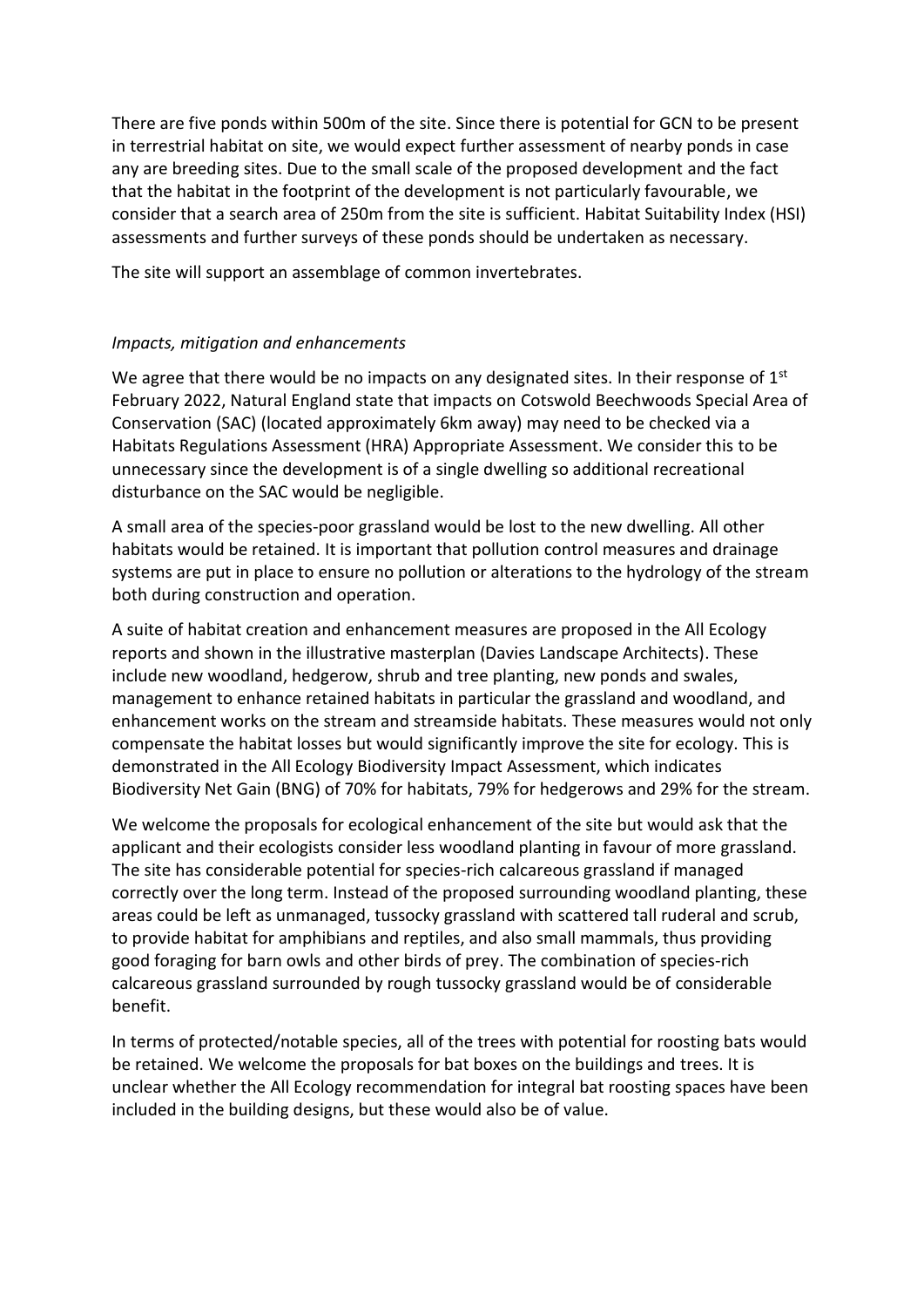There are five ponds within 500m of the site. Since there is potential for GCN to be present in terrestrial habitat on site, we would expect further assessment of nearby ponds in case any are breeding sites. Due to the small scale of the proposed development and the fact that the habitat in the footprint of the development is not particularly favourable, we consider that a search area of 250m from the site is sufficient. Habitat Suitability Index (HSI) assessments and further surveys of these ponds should be undertaken as necessary.

The site will support an assemblage of common invertebrates.

*Impacts, mitigation and enhancements*

We agree that there would be no impacts on any designated sites. In their response of 1st February 2022, Natural England state that impacts on Cotswold Beechwoods Special Area of Conservation (SAC) (located approximately 6km away) may need to be checked via a Habitats Regulations Assessment (HRA) Appropriate Assessment. We consider this to be unnecessary since the development is of a single dwelling so additional recreational disturbance on the SAC would be negligible.

A small area of the species-poor grassland would be lost to the new dwelling. All other habitats would be retained. It is important that pollution control measures and drainage systems are put in place to ensure no pollution or alterations to the hydrology of the stream both during construction and operation.

A suite of habitat creation and enhancement measures are proposed in the All Ecology reports and shown in the illustrative masterplan (Davies Landscape Architects). These include new woodland, hedgerow, shrub and tree planting, new ponds and swales, management to enhance retained habitats in particular the grassland and woodland, and enhancement works on the stream and streamside habitats. These measures would not only compensate the habitat losses but would significantly improve the site for ecology. This is demonstrated in the All Ecology Biodiversity Impact Assessment, which indicates Biodiversity Net Gain (BNG) of 70% for habitats, 79% for hedgerows and 29% for the stream.

We welcome the proposals for ecological enhancement of the site but would ask that the applicant and their ecologists consider less woodland planting in favour of more grassland. The site has considerable potential for species-rich calcareous grassland if managed correctly over the long term. Instead of the proposed surrounding woodland planting, these areas could be left as unmanaged, tussocky grassland with scattered tall ruderal and scrub, to provide habitat for amphibians and reptiles, and also small mammals, thus providing good foraging for barn owls and other birds of prey. The combination of species-rich calcareous grassland surrounded by rough tussocky grassland would be of considerable benefit.

In terms of protected/notable species, all of the trees with potential for roosting bats would be retained. We welcome the proposals for bat boxes on the buildings and trees. It is unclear whether the All Ecology recommendation for integral bat roosting spaces have been included in the building designs, but these would also be of value.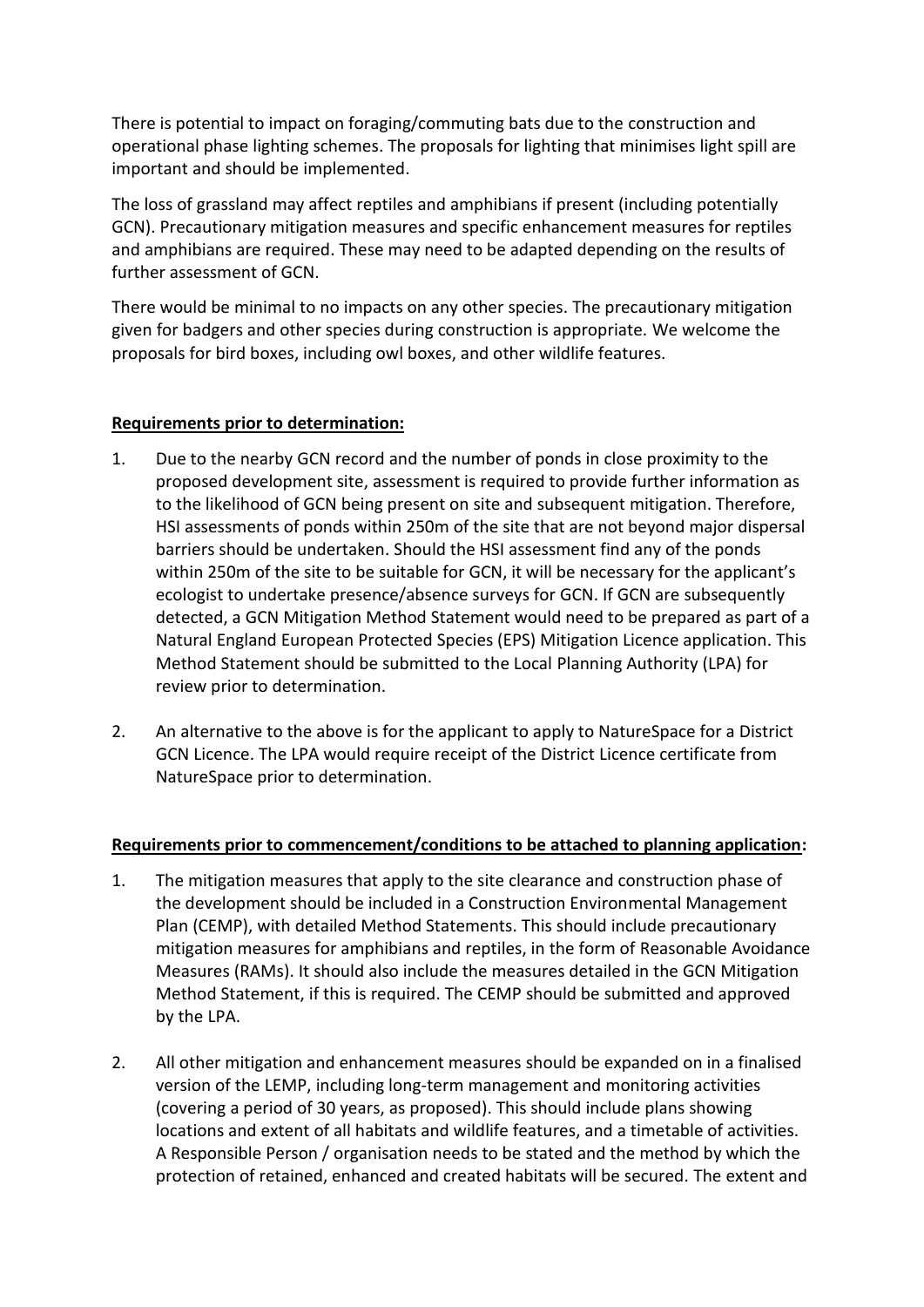There is potential to impact on foraging/commuting bats due to the construction and operational phase lighting schemes. The proposals for lighting that minimises light spill are important and should be implemented.

The loss of grassland may affect reptiles and amphibians if present (including potentially GCN). Precautionary mitigation measures and specific enhancement measures for reptiles and amphibians are required. These may need to be adapted depending on the results of further assessment of GCN.

There would be minimal to no impacts on any other species. The precautionary mitigation given for badgers and other species during construction is appropriate. We welcome the proposals for bird boxes, including owl boxes, and other wildlife features.

**Requirements prior to determination:**

1. Due to the nearby GCN record and the number of ponds in close proximity to the proposed development site, assessment is required to provide further information as to the likelihood of GCN being present on site and subsequent mitigation. Therefore, HSI assessments of ponds within 250m of the site that are not beyond major dispersal barriers should be undertaken. Should the HSI assessment find any of the ponds within 250m of the site to be suitable for GCN, it will be necessary for the applicant's ecologist to undertake presence/absence surveys for GCN. If GCN are subsequently detected, a GCN Mitigation Method Statement would need to be prepared as part of a Natural England European Protected Species (EPS) Mitigation Licence application. This Method Statement should be submitted to the Local Planning Authority (LPA) for review prior to determination.

2. An alternative to the above is for the applicant to apply to NatureSpace for a District GCN Licence. The LPA would require receipt of the District Licence certificate from NatureSpace prior to determination.

**Requirements prior to commencement/conditions to be attached to planning application:**

1. The mitigation measures that apply to the site clearance and construction phase of the development should be included in a Construction Environmental Management Plan (CEMP), with detailed Method Statements. This should include precautionary mitigation measures for amphibians and reptiles, in the form of Reasonable Avoidance Measures (RAMs). It should also include the measures detailed in the GCN Mitigation Method Statement, if this is required. The CEMP should be submitted and approved by the LPA.

2. All other mitigation and enhancement measures should be expanded on in a finalised version of the LEMP, including long-term management and monitoring activities (covering a period of 30 years, as proposed). This should include plans showing locations and extent of all habitats and wildlife features, and a timetable of activities. A Responsible Person / organisation needs to be stated and the method by which the protection of retained, enhanced and created habitats will be secured. The extent and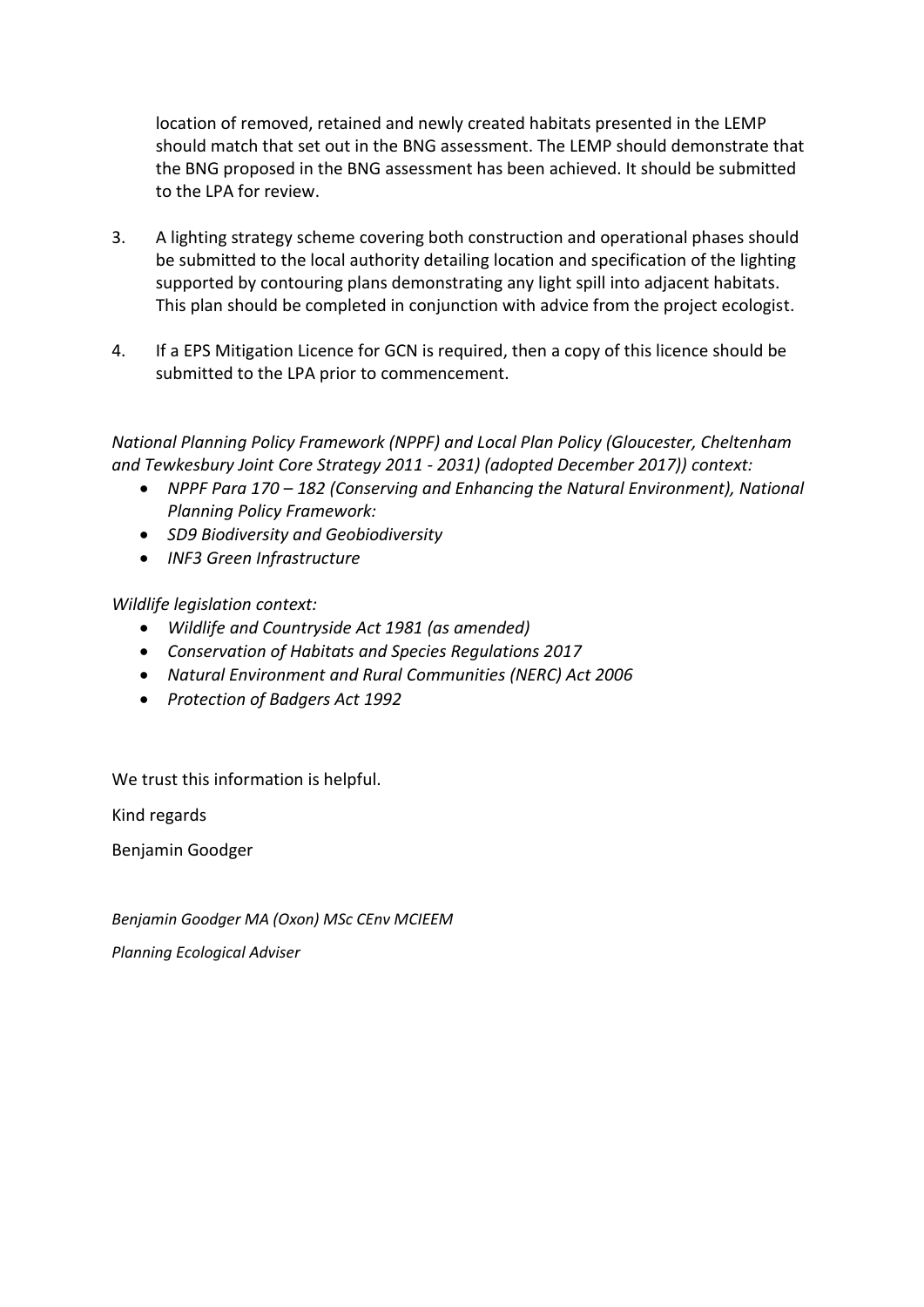location of removed, retained and newly created habitats presented in the LEMP should match that set out in the BNG assessment. The LEMP should demonstrate that the BNG proposed in the BNG assessment has been achieved. It should be submitted to the LPA for review.

3. A lighting strategy scheme covering both construction and operational phases should be submitted to the local authority detailing location and specification of the lighting supported by contouring plans demonstrating any light spill into adjacent habitats. This plan should be completed in conjunction with advice from the project ecologist.

4. If a EPS Mitigation Licence for GCN is required, then a copy of this licence should be submitted to the LPA prior to commencement.

*National Planning Policy Framework (NPPF) and Local Plan Policy (Gloucester, Cheltenham and Tewkesbury Joint Core Strategy 2011 - 2031) (adopted December 2017)) context:*

- *NPPF Para 170 – 182 (Conserving and Enhancing the Natural Environment), National Planning Policy Framework:*
- *SD9 Biodiversity and Geobiodiversity*
- *INF3 Green Infrastructure*

*Wildlife legislation context:*

- *Wildlife and Countryside Act 1981 (as amended)*
- *Conservation of Habitats and Species Regulations 2017*
- *Natural Environment and Rural Communities (NERC) Act 2006*
- *Protection of Badgers Act 1992*

We trust this information is helpful.

Kind regards

Benjamin Goodger

*Benjamin Goodger MA (Oxon) MSc CEnv MCIEEM*

*Planning Ecological Adviser*